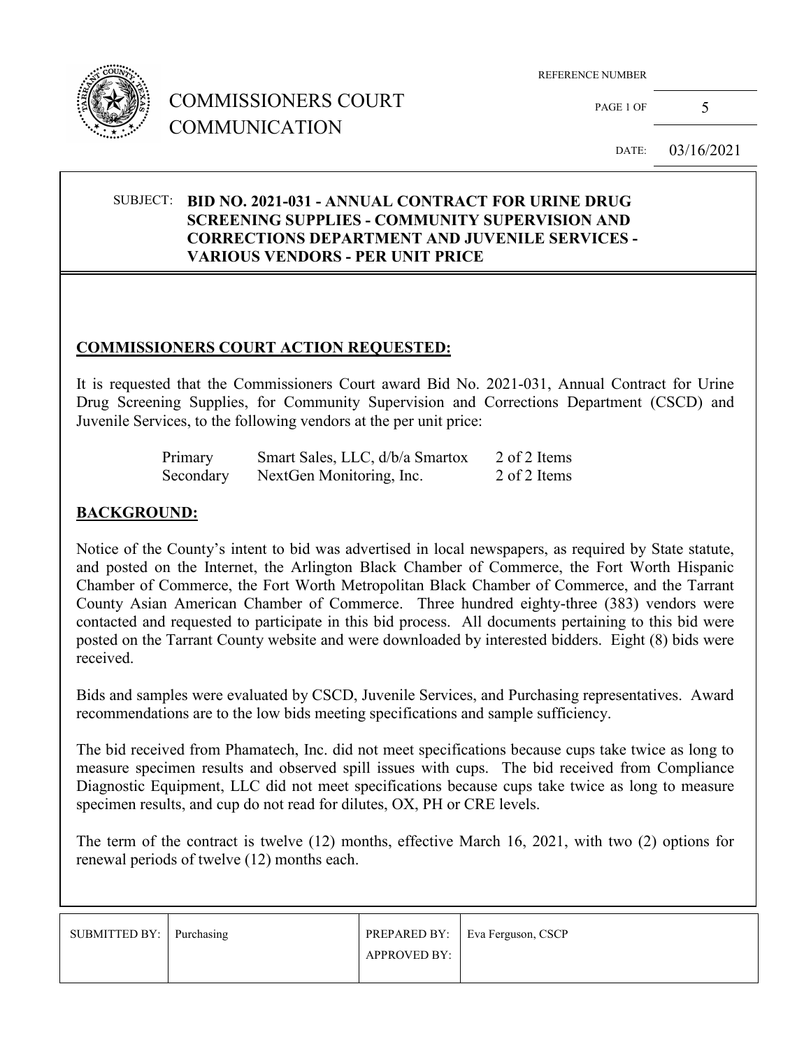# COMMISSIONERS COURT COMMUNICATION

REFERENCE NUMBER

DATE: 03/16/2021

SUBJECT: **BID NO. 2021-031 - ANNUAL CONTRACT FOR URINE DRUG SCREENING SUPPLIES - COMMUNITY SUPERVISION AND CORRECTIONS DEPARTMENT AND JUVENILE SERVICES - VARIOUS VENDORS - PER UNIT PRICE**

## COMMISSIONERS COURT ACTION REQUESTED:

It is requested that the Commissioners Court award Bid No. 2021-031, Annual Contract for Urine Drug Screening Supplies, for Community Supervision and Corrections Department (CSCD) and Juvenile Services, to the following vendors at the per unit price:

| | | |
|---|---|---|
| Primary | Smart Sales, LLC, d/b/a Smartox | 2 of 2 Items |
| Secondary | NextGen Monitoring, Inc. | 2 of 2 Items |

## BACKGROUND:

Notice of the County's intent to bid was advertised in local newspapers, as required by State statute, and posted on the Internet, the Arlington Black Chamber of Commerce, the Fort Worth Hispanic Chamber of Commerce, the Fort Worth Metropolitan Black Chamber of Commerce, and the Tarrant County Asian American Chamber of Commerce. Three hundred eighty-three (383) vendors were contacted and requested to participate in this bid process. All documents pertaining to this bid were posted on the Tarrant County website and were downloaded by interested bidders. Eight (8) bids were received.

Bids and samples were evaluated by CSCD, Juvenile Services, and Purchasing representatives. Award recommendations are to the low bids meeting specifications and sample sufficiency.

The bid received from Phamatech, Inc. did not meet specifications because cups take twice as long to measure specimen results and observed spill issues with cups. The bid received from Compliance Diagnostic Equipment, LLC did not meet specifications because cups take twice as long to measure specimen results, and cup do not read for dilutes, OX, PH or CRE levels.

The term of the contract is twelve (12) months, effective March 16, 2021, with two (2) options for renewal periods of twelve (12) months each.

| SUBMITTED BY: | Purchasing | PREPARED BY: | Eva Ferguson, CSCP |
|---|---|---|---|
| | | APPROVED BY: | |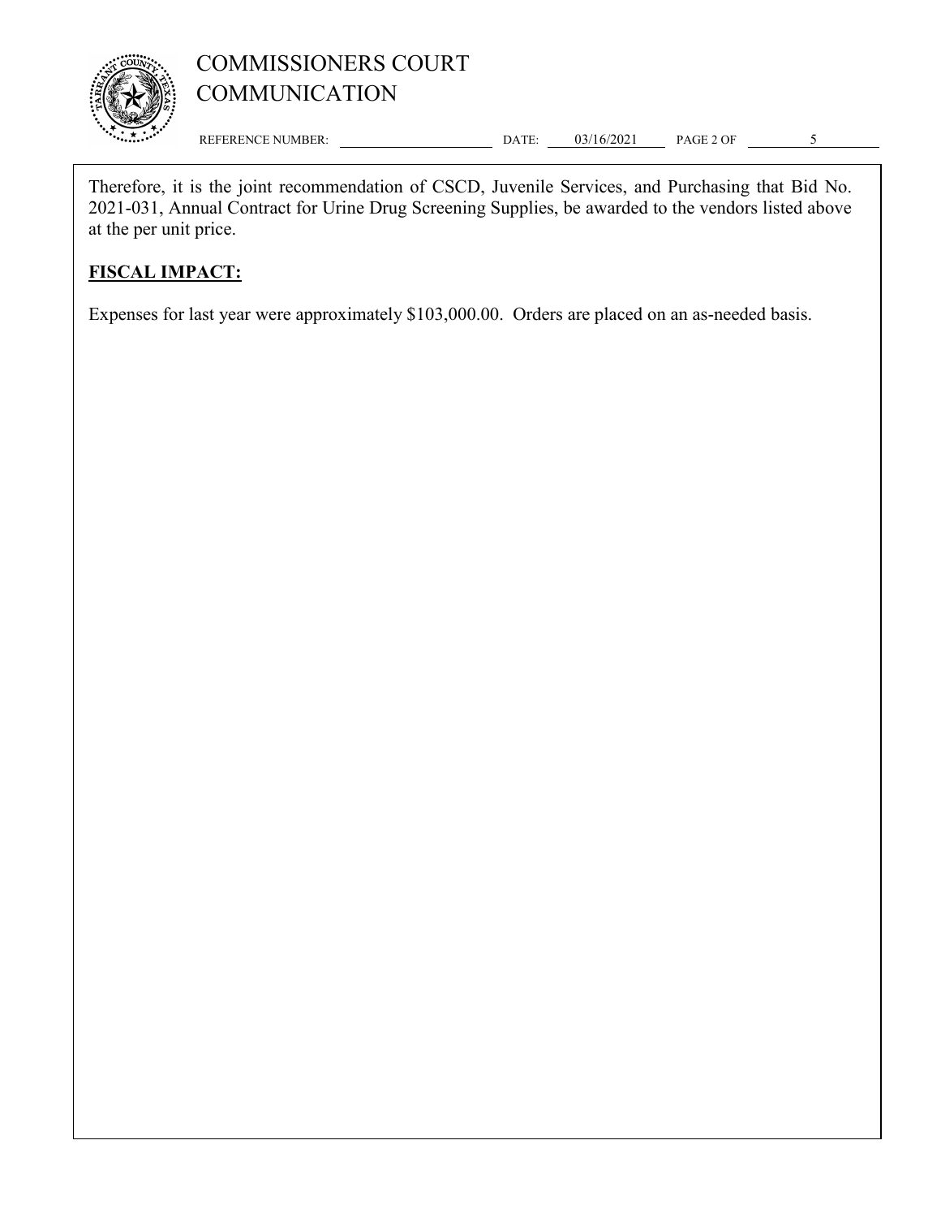Therefore, it is the joint recommendation of CSCD, Juvenile Services, and Purchasing that Bid No. 2021-031, Annual Contract for Urine Drug Screening Supplies, be awarded to the vendors listed above at the per unit price.

**FISCAL IMPACT:**

Expenses for last year were approximately $103,000.00. Orders are placed on an as-needed basis.